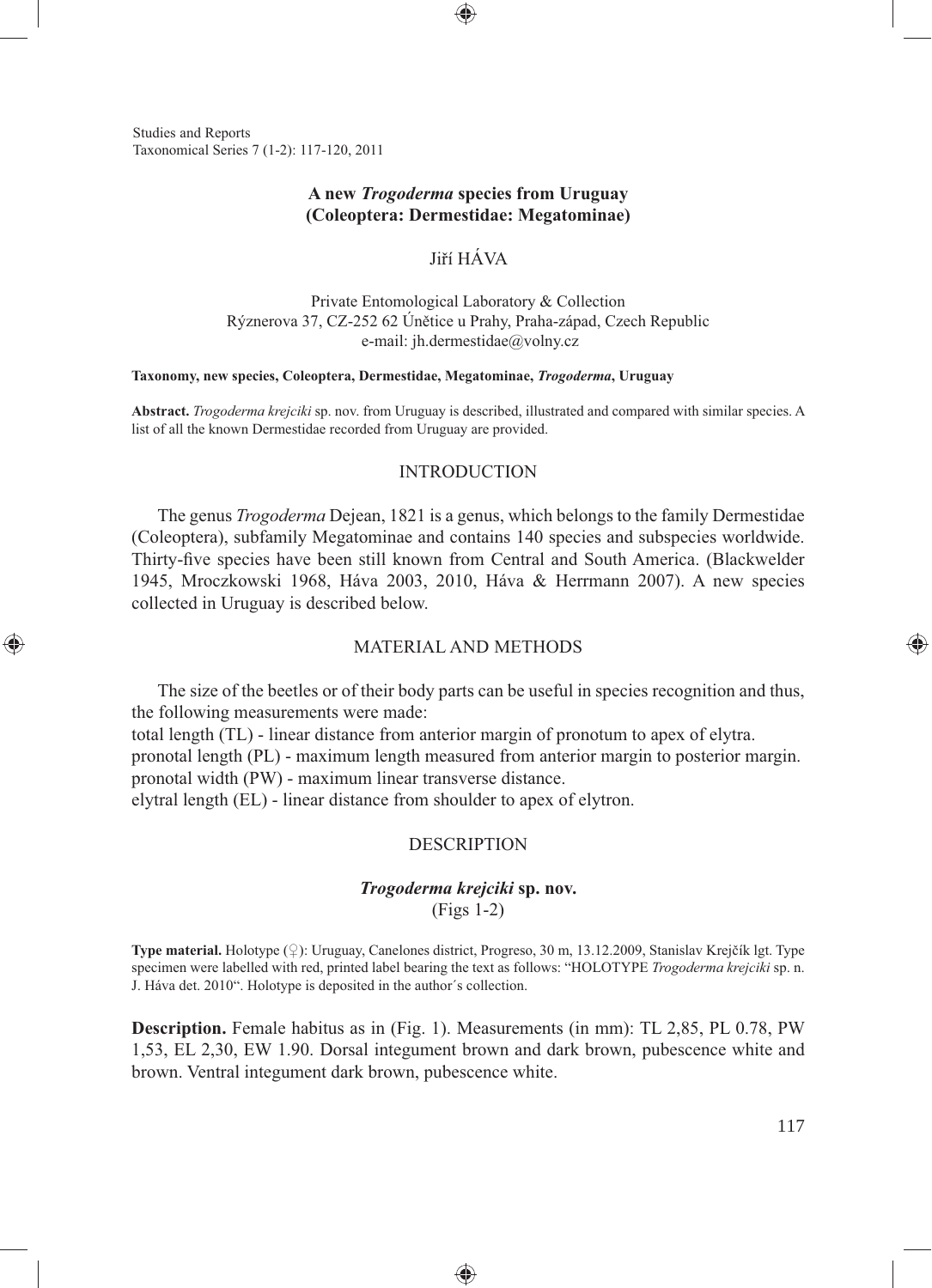# A new *Trogoderma* species from Uruguay (Coleoptera: Dermestidae: Megatominae)

Jiří HÁVA

Private Entomological Laboratory & Collection
Rýznerova 37, CZ-252 62 Úňětice u Prahy, Praha-západ, Czech Republic
e-mail: jh.dermestidae@volny.cz

**Taxonomy, new species, Coleoptera, Dermestidae, Megatominae, *Trogoderma*, Uruguay**

**Abstract.** *Trogoderma krejciki* sp. nov. from Uruguay is described, illustrated and compared with similar species. A list of all the known Dermestidae recorded from Uruguay are provided.

## INTRODUCTION

The genus *Trogoderma* Dejean, 1821 is a genus, which belongs to the family Dermestidae (Coleoptera), subfamily Megatominae and contains 140 species and subspecies worldwide. Thirty-five species have been still known from Central and South America. (Blackwelder 1945, Mroczkowski 1968, Háva 2003, 2010, Háva & Herrmann 2007). A new species collected in Uruguay is described below.

## MATERIAL AND METHODS

The size of the beetles or of their body parts can be useful in species recognition and thus, the following measurements were made:

total length (TL) - linear distance from anterior margin of pronotum to apex of elytra.
pronotal length (PL) - maximum length measured from anterior margin to posterior margin.
pronotal width (PW) - maximum linear transverse distance.
elytral length (EL) - linear distance from shoulder to apex of elytron.

## DESCRIPTION

### *Trogoderma krejciki* sp. nov.

(Figs 1-2)

**Type material.** Holotype (♀): Uruguay, Canelones district, Progreso, 30 m, 13.12.2009, Stanislav Krejčík lgt. Type specimen were labelled with red, printed label bearing the text as follows: "HOLOTYPE *Trogoderma krejciki* sp. n. J. Háva det. 2010". Holotype is deposited in the author´s collection.

**Description.** Female habitus as in (Fig. 1). Measurements (in mm): TL 2,85, PL 0.78, PW 1,53, EL 2,30, EW 1.90. Dorsal integument brown and dark brown, pubescence white and brown. Ventral integument dark brown, pubescence white.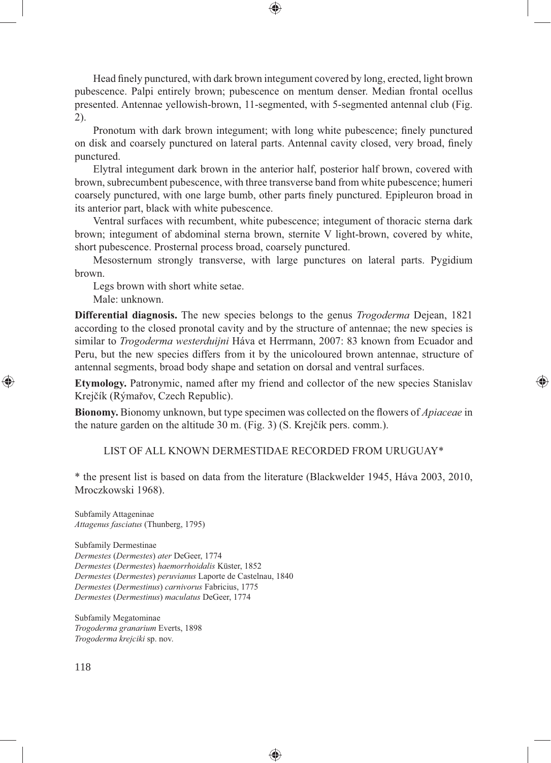Head finely punctured, with dark brown integument covered by long, erected, light brown pubescence. Palpi entirely brown; pubescence on mentum denser. Median frontal ocellus presented. Antennae yellowish-brown, 11-segmented, with 5-segmented antennal club (Fig. 2).

Pronotum with dark brown integument; with long white pubescence; finely punctured on disk and coarsely punctured on lateral parts. Antennal cavity closed, very broad, finely punctured.

Elytral integument dark brown in the anterior half, posterior half brown, covered with brown, subrecumbent pubescence, with three transverse band from white pubescence; humeri coarsely punctured, with one large bumb, other parts finely punctured. Epipleuron broad in its anterior part, black with white pubescence.

Ventral surfaces with recumbent, white pubescence; integument of thoracic sterna dark brown; integument of abdominal sterna brown, sternite V light-brown, covered by white, short pubescence. Prosternal process broad, coarsely punctured.

Mesosternum strongly transverse, with large punctures on lateral parts. Pygidium brown.

Legs brown with short white setae.

Male: unknown.

**Differential diagnosis.** The new species belongs to the genus *Trogoderma* Dejean, 1821 according to the closed pronotal cavity and by the structure of antennae; the new species is similar to *Trogoderma westerduijni* Háva et Herrmann, 2007: 83 known from Ecuador and Peru, but the new species differs from it by the unicoloured brown antennae, structure of antennal segments, broad body shape and setation on dorsal and ventral surfaces.

**Etymology.** Patronymic, named after my friend and collector of the new species Stanislav Krejčík (Rýmařov, Czech Republic).

**Bionomy.** Bionomy unknown, but type specimen was collected on the flowers of *Apiaceae* in the nature garden on the altitude 30 m. (Fig. 3) (S. Krejčík pers. comm.).

## LIST OF ALL KNOWN DERMESTIDAE RECORDED FROM URUGUAY*

* the present list is based on data from the literature (Blackwelder 1945, Háva 2003, 2010, Mroczkowski 1968).

Subfamily Attageninae
*Attagenus fasciatus* (Thunberg, 1795)

Subfamily Dermestinae
*Dermestes* (*Dermestes*) *ater* DeGeer, 1774
*Dermestes* (*Dermestes*) *haemorrhoidalis* Küster, 1852
*Dermestes* (*Dermestes*) *peruvianus* Laporte de Castelnau, 1840
*Dermestes* (*Dermestinus*) *carnivorus* Fabricius, 1775
*Dermestes* (*Dermestinus*) *maculatus* DeGeer, 1774

Subfamily Megatominae
*Trogoderma granarium* Everts, 1898
*Trogoderma krejciki* sp. nov.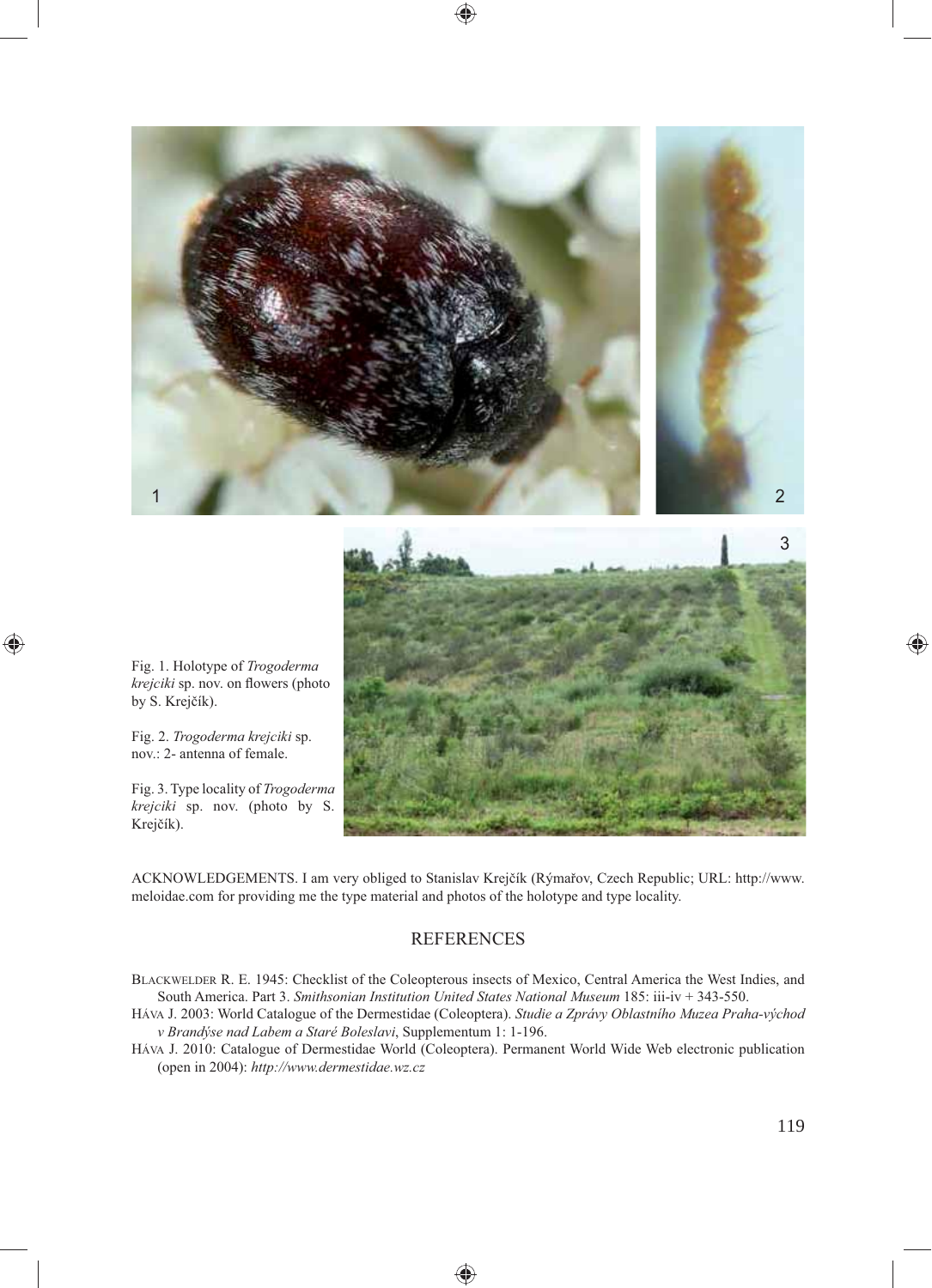Fig. 1. Holotype of *Trogoderma krejciki* sp. nov. on flowers (photo by S. Krejčík).

Fig. 2. *Trogoderma krejciki* sp. nov.: 2- antenna of female.

Fig. 3. Type locality of *Trogoderma krejciki* sp. nov. (photo by S. Krejčík).

ACKNOWLEDGEMENTS. I am very obliged to Stanislav Krejčík (Rýmařov, Czech Republic; URL: http://www.meloidae.com for providing me the type material and photos of the holotype and type locality.

## REFERENCES

BLACKWELDER R. E. 1945: Checklist of the Coleopterous insects of Mexico, Central America the West Indies, and South America. Part 3. *Smithsonian Institution United States National Museum* 185: iii-iv + 343-550.

HÁVA J. 2003: World Catalogue of the Dermestidae (Coleoptera). *Studie a Zprávy Oblastního Muzea Praha-východ v Brandýse nad Labem a Staré Boleslavi*, Supplementum 1: 1-196.

HÁVA J. 2010: Catalogue of Dermestidae World (Coleoptera). Permanent World Wide Web electronic publication (open in 2004): *http://www.dermestidae.wz.cz*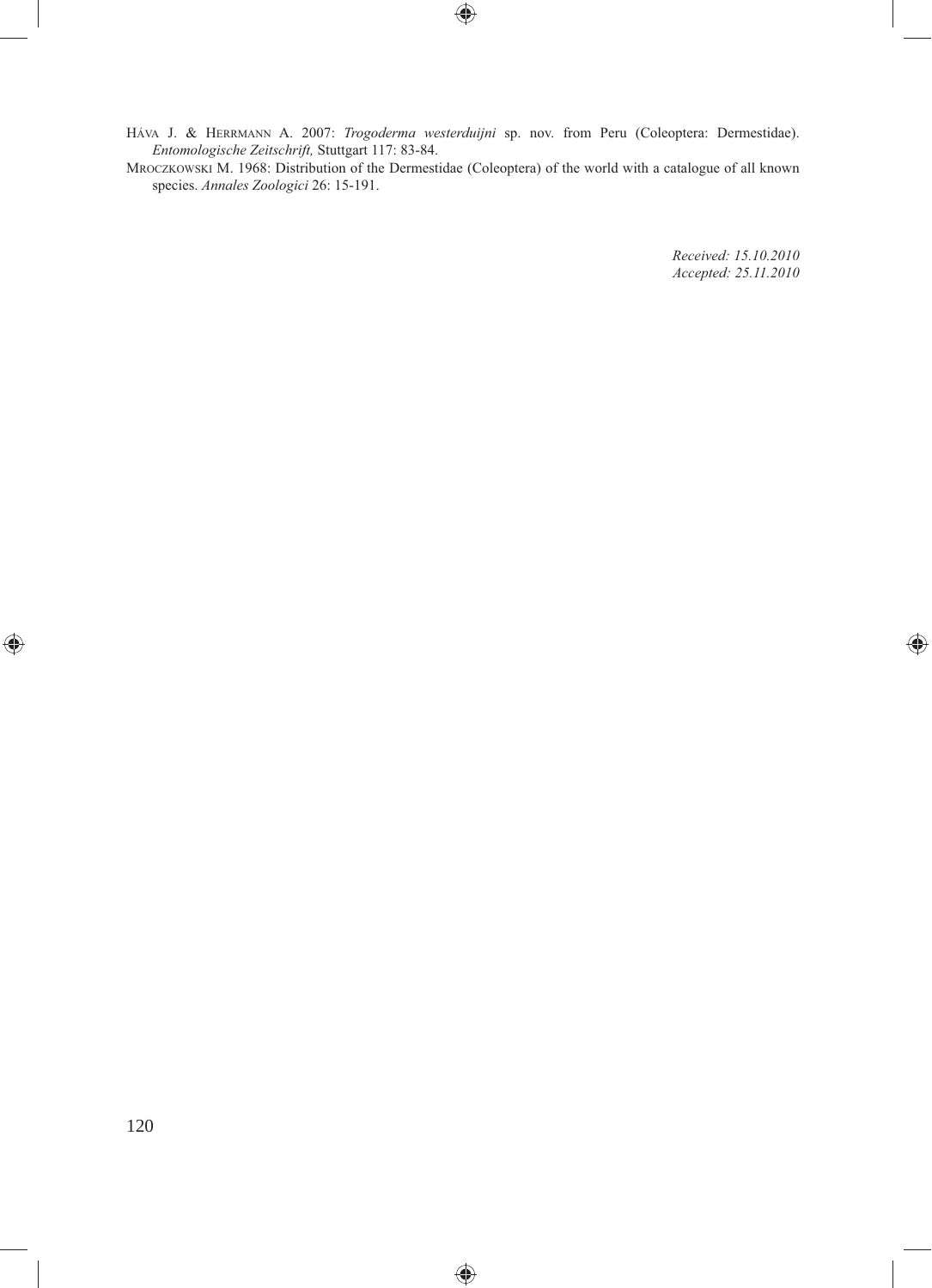Háva J. & Herrmann A. 2007: *Trogoderma westerduijni* sp. nov. from Peru (Coleoptera: Dermestidae). *Entomologische Zeitschrift,* Stuttgart 117: 83-84.

Mroczkowski M. 1968: Distribution of the Dermestidae (Coleoptera) of the world with a catalogue of all known species. *Annales Zoologici* 26: 15-191.

*Received: 15.10.2010*
*Accepted: 25.11.2010*